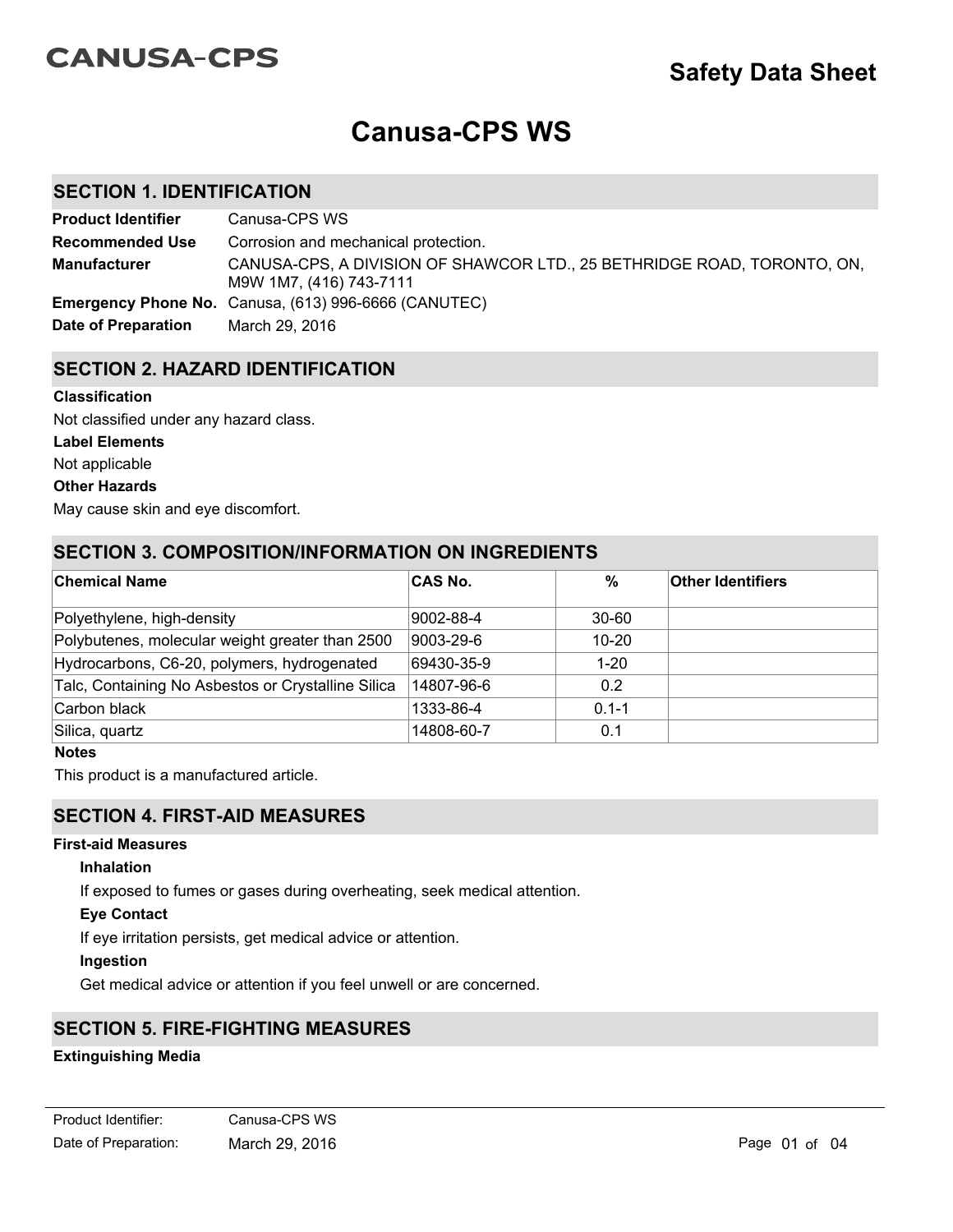CANUSA-CPS

# Safety Data Sheet

# Canusa-CPS WS

## SECTION 1. IDENTIFICATION

| | |
|---|---|
| **Product Identifier** | Canusa-CPS WS |
| **Recommended Use** | Corrosion and mechanical protection. |
| **Manufacturer** | CANUSA-CPS, A DIVISION OF SHAWCOR LTD., 25 BETHRIDGE ROAD, TORONTO, ON, M9W 1M7, (416) 743-7111 |
| **Emergency Phone No.** | Canusa, (613) 996-6666 (CANUTEC) |
| **Date of Preparation** | March 29, 2016 |

## SECTION 2. HAZARD IDENTIFICATION

**Classification**

Not classified under any hazard class.

**Label Elements**

Not applicable

**Other Hazards**

May cause skin and eye discomfort.

## SECTION 3. COMPOSITION/INFORMATION ON INGREDIENTS

| Chemical Name | CAS No. | % | Other Identifiers |
|---|---|---|---|
| Polyethylene, high-density | 9002-88-4 | 30-60 | |
| Polybutenes, molecular weight greater than 2500 | 9003-29-6 | 10-20 | |
| Hydrocarbons, C6-20, polymers, hydrogenated | 69430-35-9 | 1-20 | |
| Talc, Containing No Asbestos or Crystalline Silica | 14807-96-6 | 0.2 | |
| Carbon black | 1333-86-4 | 0.1-1 | |
| Silica, quartz | 14808-60-7 | 0.1 | |

**Notes**

This product is a manufactured article.

## SECTION 4. FIRST-AID MEASURES

**First-aid Measures**

**Inhalation**

If exposed to fumes or gases during overheating, seek medical attention.

**Eye Contact**

If eye irritation persists, get medical advice or attention.

**Ingestion**

Get medical advice or attention if you feel unwell or are concerned.

## SECTION 5. FIRE-FIGHTING MEASURES

**Extinguishing Media**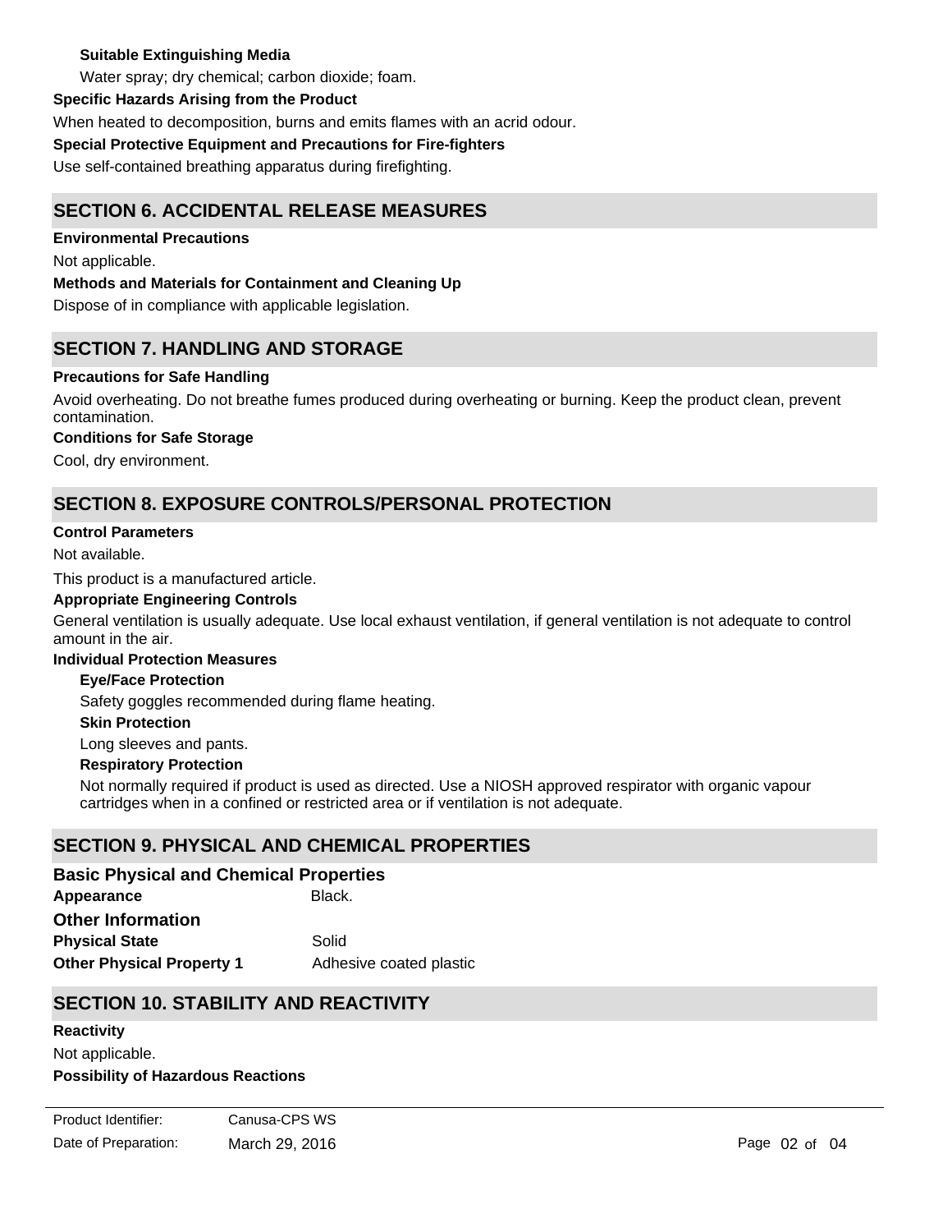**Suitable Extinguishing Media**

Water spray; dry chemical; carbon dioxide; foam.

**Specific Hazards Arising from the Product**

When heated to decomposition, burns and emits flames with an acrid odour.

**Special Protective Equipment and Precautions for Fire-fighters**

Use self-contained breathing apparatus during firefighting.

## SECTION 6. ACCIDENTAL RELEASE MEASURES

**Environmental Precautions**

Not applicable.

**Methods and Materials for Containment and Cleaning Up**

Dispose of in compliance with applicable legislation.

## SECTION 7. HANDLING AND STORAGE

**Precautions for Safe Handling**

Avoid overheating. Do not breathe fumes produced during overheating or burning. Keep the product clean, prevent contamination.

**Conditions for Safe Storage**

Cool, dry environment.

## SECTION 8. EXPOSURE CONTROLS/PERSONAL PROTECTION

**Control Parameters**

Not available.

This product is a manufactured article.

**Appropriate Engineering Controls**

General ventilation is usually adequate. Use local exhaust ventilation, if general ventilation is not adequate to control amount in the air.

**Individual Protection Measures**

**Eye/Face Protection**

Safety goggles recommended during flame heating.

**Skin Protection**

Long sleeves and pants.

**Respiratory Protection**

Not normally required if product is used as directed. Use a NIOSH approved respirator with organic vapour cartridges when in a confined or restricted area or if ventilation is not adequate.

## SECTION 9. PHYSICAL AND CHEMICAL PROPERTIES

### Basic Physical and Chemical Properties

| | |
|---|---|
| **Appearance** | Black. |

### Other Information

| | |
|---|---|
| **Physical State** | Solid |
| **Other Physical Property 1** | Adhesive coated plastic |

## SECTION 10. STABILITY AND REACTIVITY

**Reactivity**

Not applicable.

**Possibility of Hazardous Reactions**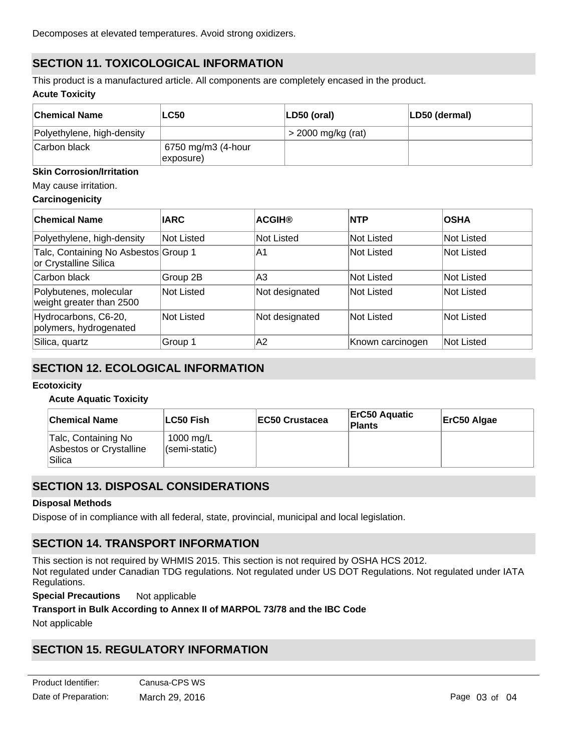Decomposes at elevated temperatures. Avoid strong oxidizers.

## SECTION 11. TOXICOLOGICAL INFORMATION

This product is a manufactured article. All components are completely encased in the product.

### Acute Toxicity

| Chemical Name | LC50 | LD50 (oral) | LD50 (dermal) |
|---|---|---|---|
| Polyethylene, high-density | | > 2000 mg/kg (rat) | |
| Carbon black | 6750 mg/m3 (4-hour exposure) | | |

### Skin Corrosion/Irritation

May cause irritation.

### Carcinogenicity

| Chemical Name | IARC | ACGIH® | NTP | OSHA |
|---|---|---|---|---|
| Polyethylene, high-density | Not Listed | Not Listed | Not Listed | Not Listed |
| Talc, Containing No Asbestos or Crystalline Silica | Group 1 | A1 | Not Listed | Not Listed |
| Carbon black | Group 2B | A3 | Not Listed | Not Listed |
| Polybutenes, molecular weight greater than 2500 | Not Listed | Not designated | Not Listed | Not Listed |
| Hydrocarbons, C6-20, polymers, hydrogenated | Not Listed | Not designated | Not Listed | Not Listed |
| Silica, quartz | Group 1 | A2 | Known carcinogen | Not Listed |

## SECTION 12. ECOLOGICAL INFORMATION

### Ecotoxicity

#### Acute Aquatic Toxicity

| Chemical Name | LC50 Fish | EC50 Crustacea | ErC50 Aquatic Plants | ErC50 Algae |
|---|---|---|---|---|
| Talc, Containing No Asbestos or Crystalline Silica | 1000 mg/L (semi-static) | | | |

## SECTION 13. DISPOSAL CONSIDERATIONS

### Disposal Methods

Dispose of in compliance with all federal, state, provincial, municipal and local legislation.

## SECTION 14. TRANSPORT INFORMATION

This section is not required by WHMIS 2015. This section is not required by OSHA HCS 2012.
Not regulated under Canadian TDG regulations. Not regulated under US DOT Regulations. Not regulated under IATA Regulations.

**Special Precautions** Not applicable

**Transport in Bulk According to Annex II of MARPOL 73/78 and the IBC Code**

Not applicable

## SECTION 15. REGULATORY INFORMATION

Product Identifier: Canusa-CPS WS
Date of Preparation: March 29, 2016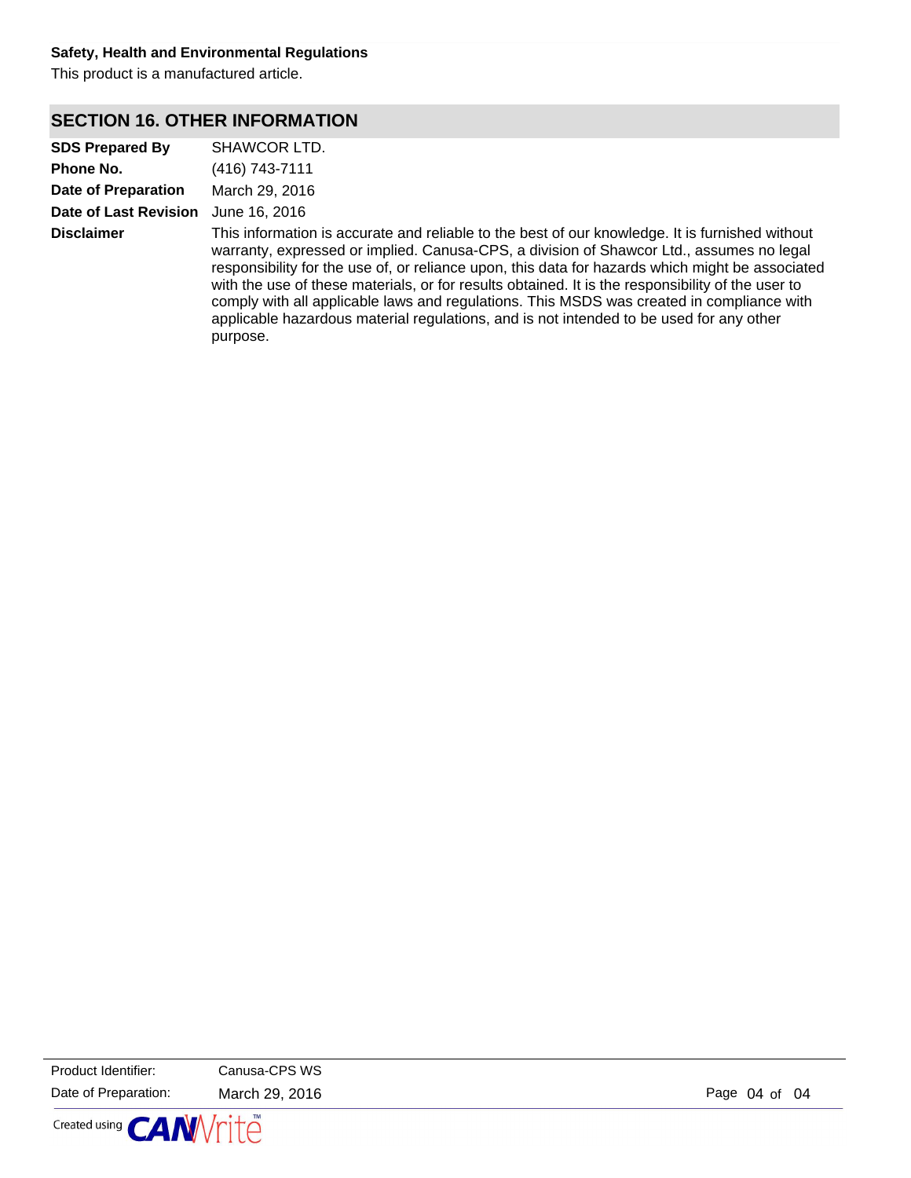**Safety, Health and Environmental Regulations**

This product is a manufactured article.

## SECTION 16. OTHER INFORMATION

| | |
|---|---|
| **SDS Prepared By** | SHAWCOR LTD. |
| **Phone No.** | (416) 743-7111 |
| **Date of Preparation** | March 29, 2016 |
| **Date of Last Revision** | June 16, 2016 |
| **Disclaimer** | This information is accurate and reliable to the best of our knowledge. It is furnished without warranty, expressed or implied. Canusa-CPS, a division of Shawcor Ltd., assumes no legal responsibility for the use of, or reliance upon, this data for hazards which might be associated with the use of these materials, or for results obtained. It is the responsibility of the user to comply with all applicable laws and regulations. This MSDS was created in compliance with applicable hazardous material regulations, and is not intended to be used for any other purpose. |